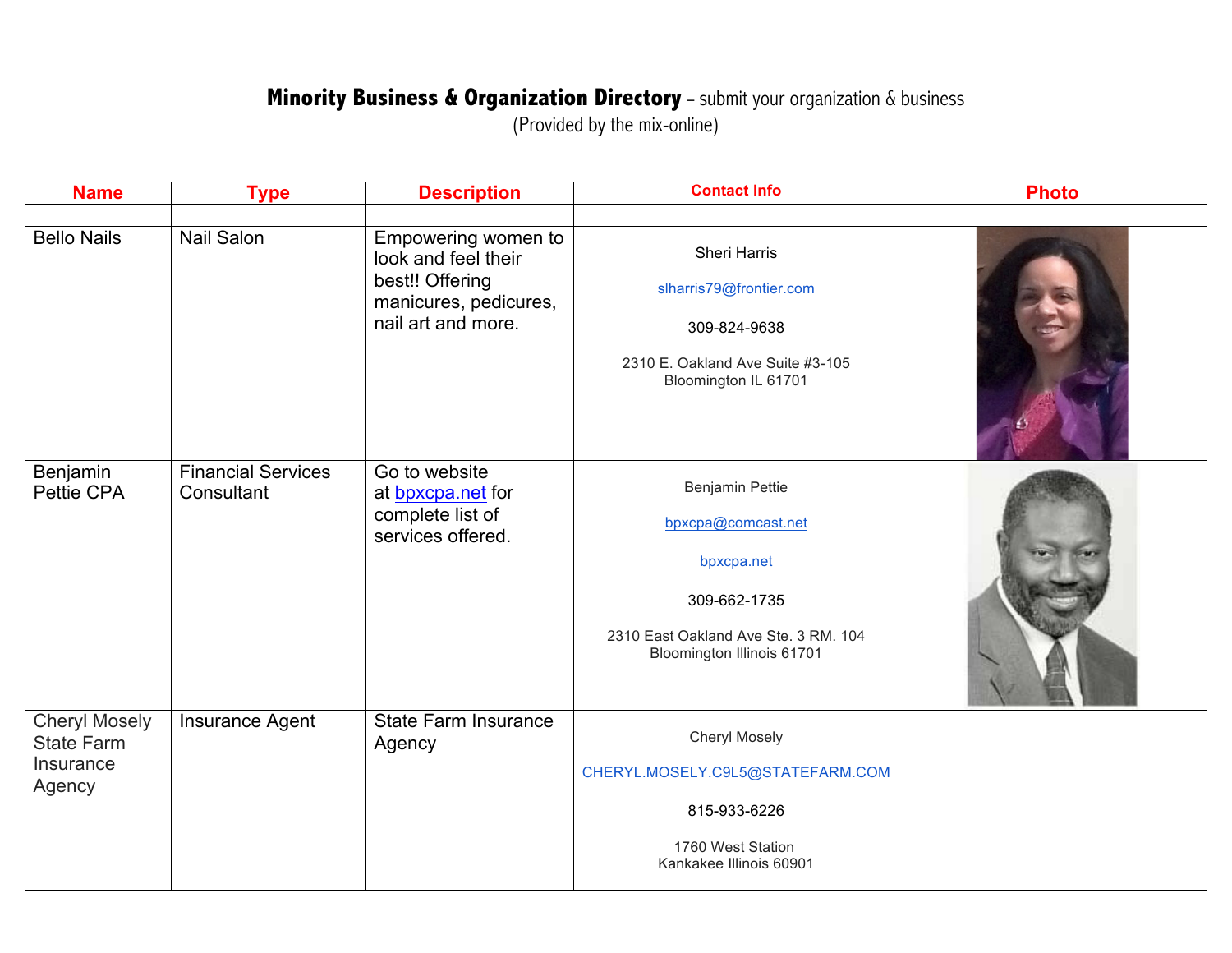**Minority Business & Organization Directory** – submit your organization & business
(Provided by the mix-online)

| Name | Type | Description | Contact Info | Photo |
|---|---|---|---|---|
| | | | | |
| Bello Nails | Nail Salon | Empowering women to look and feel their best!! Offering manicures, pedicures, nail art and more. | Sheri Harris<br><br>slharris79@frontier.com<br><br>309-824-9638<br><br>2310 E. Oakland Ave Suite #3-105<br>Bloomington IL 61701 | |
| Benjamin Pettie CPA | Financial Services Consultant | Go to website at bpxcpa.net for complete list of services offered. | Benjamin Pettie<br><br>bpxcpa@comcast.net<br><br>bpxcpa.net<br><br>309-662-1735<br><br>2310 East Oakland Ave Ste. 3 RM. 104<br>Bloomington Illinois 61701 | |
| Cheryl Mosely State Farm Insurance Agency | Insurance Agent | State Farm Insurance Agency | Cheryl Mosely<br><br>CHERYL.MOSELY.C9L5@STATEFARM.COM<br><br>815-933-6226<br><br>1760 West Station<br>Kankakee Illinois 60901 | |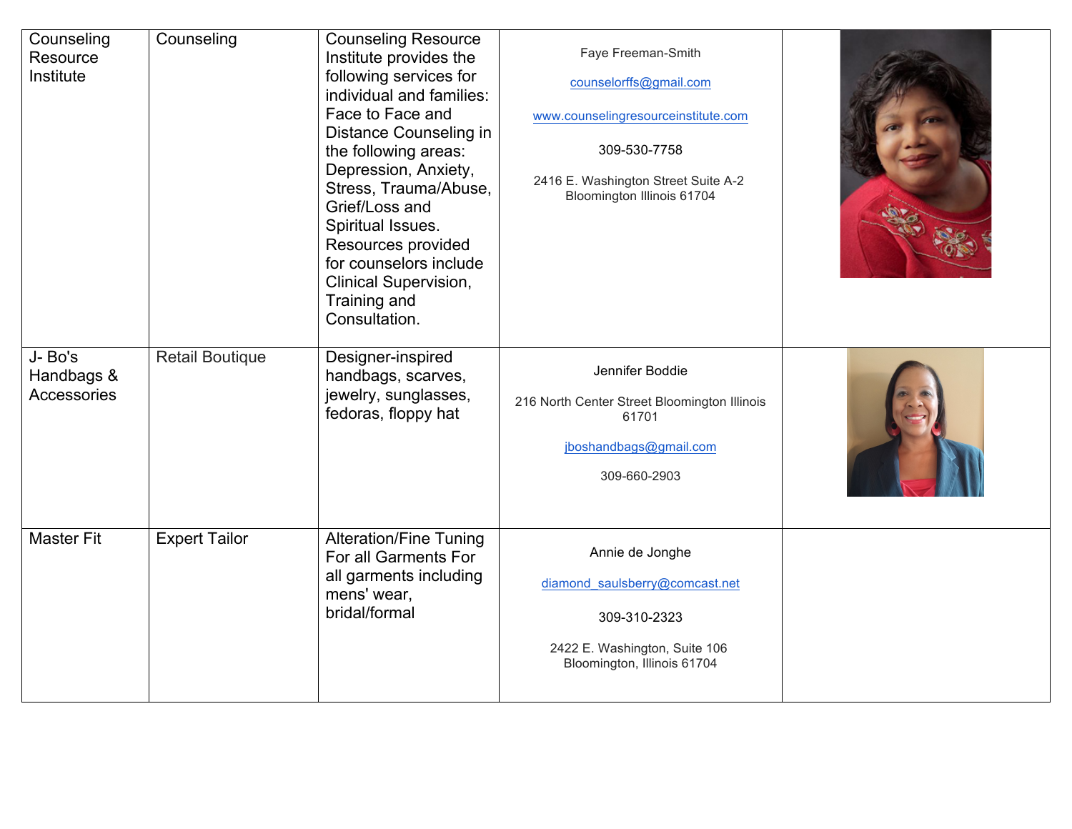| | | | | |
|---|---|---|---|---|
| Counseling Resource Institute | Counseling | Counseling Resource Institute provides the following services for individual and families: Face to Face and Distance Counseling in the following areas: Depression, Anxiety, Stress, Trauma/Abuse, Grief/Loss and Spiritual Issues. Resources provided for counselors include Clinical Supervision, Training and Consultation. | Faye Freeman-Smith<br><br>counselorffs@gmail.com<br><br>www.counselingresourceinstitute.com<br><br>309-530-7758<br><br>2416 E. Washington Street Suite A-2 Bloomington Illinois 61704 | |
| J- Bo's Handbags & Accessories | Retail Boutique | Designer-inspired handbags, scarves, jewelry, sunglasses, fedoras, floppy hat | Jennifer Boddie<br><br>216 North Center Street Bloomington Illinois 61701<br><br>jboshandbags@gmail.com<br><br>309-660-2903 | |
| Master Fit | Expert Tailor | Alteration/Fine Tuning For all Garments For all garments including mens' wear, bridal/formal | Annie de Jonghe<br><br>diamond_saulsberry@comcast.net<br><br>309-310-2323<br><br>2422 E. Washington, Suite 106 Bloomington, Illinois 61704 | |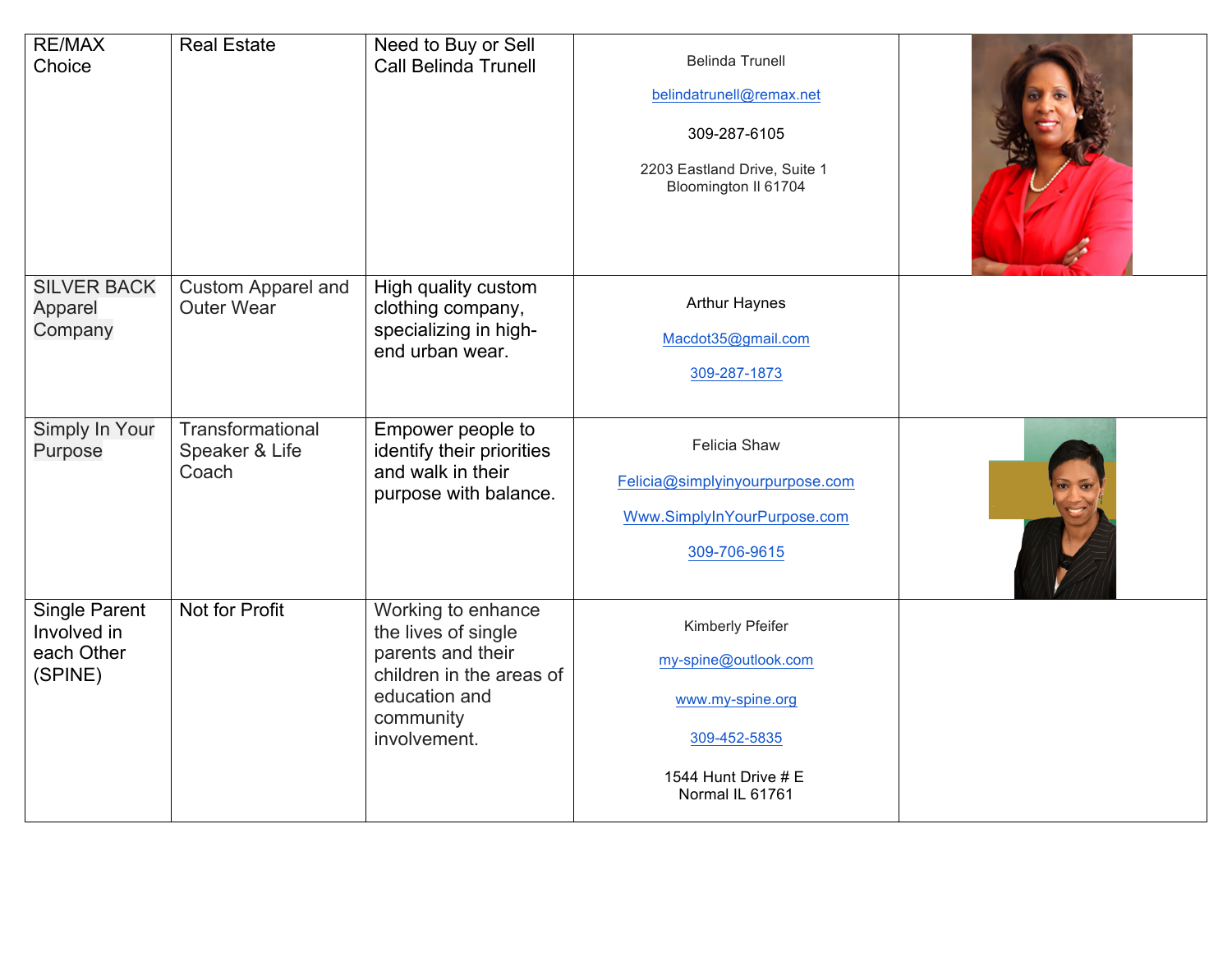| RE/MAX Choice | Real Estate | Need to Buy or Sell Call Belinda Trunell | Belinda Trunell<br>belindatrunell@remax.net<br>309-287-6105<br>2203 Eastland Drive, Suite 1 Bloomington Il 61704 | |
|---|---|---|---|---|
| SILVER BACK Apparel Company | Custom Apparel and Outer Wear | High quality custom clothing company, specializing in high-end urban wear. | Arthur Haynes<br>Macdot35@gmail.com<br>309-287-1873 | |
| Simply In Your Purpose | Transformational Speaker & Life Coach | Empower people to identify their priorities and walk in their purpose with balance. | Felicia Shaw<br>Felicia@simplyinyourpurpose.com<br>Www.SimplyInYourPurpose.com<br>309-706-9615 | |
| Single Parent Involved in each Other (SPINE) | Not for Profit | Working to enhance the lives of single parents and their children in the areas of education and community involvement. | Kimberly Pfeifer<br>my-spine@outlook.com<br>www.my-spine.org<br>309-452-5835<br>1544 Hunt Drive # E Normal IL 61761 | |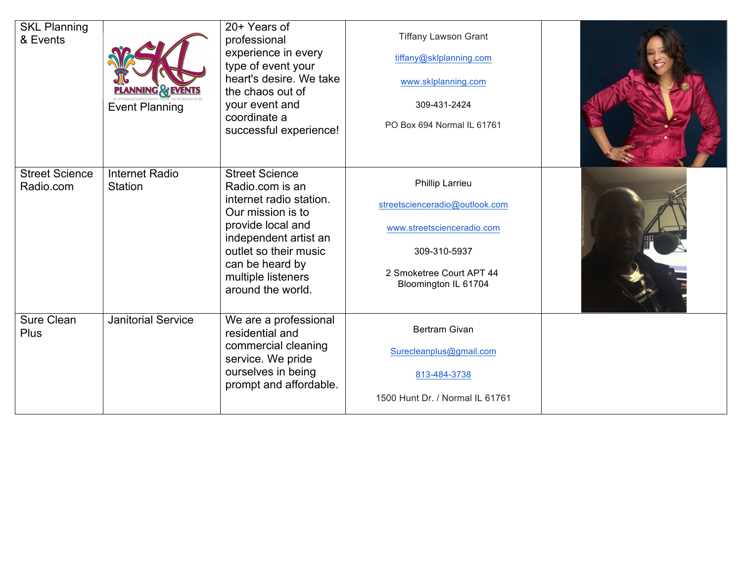| | | | | |
|---|---|---|---|---|
| SKL Planning & Events | PLANNING & EVENTS<br>Event Planning | 20+ Years of professional experience in every type of event your heart's desire. We take the chaos out of your event and coordinate a successful experience! | Tiffany Lawson Grant<br>tiffany@sklplanning.com<br>www.sklplanning.com<br>309-431-2424<br>PO Box 694 Normal IL 61761 | |
| Street Science Radio.com | Internet Radio Station | Street Science Radio.com is an internet radio station. Our mission is to provide local and independent artist an outlet so their music can be heard by multiple listeners around the world. | Phillip Larrieu<br>streetscienceradio@outlook.com<br>www.streetscienceradio.com<br>309-310-5937<br>2 Smoketree Court APT 44 Bloomington IL 61704 | |
| Sure Clean Plus | Janitorial Service | We are a professional residential and commercial cleaning service. We pride ourselves in being prompt and affordable. | Bertram Givan<br>Surecleanplus@gmail.com<br>813-484-3738<br>1500 Hunt Dr. / Normal IL 61761 | |